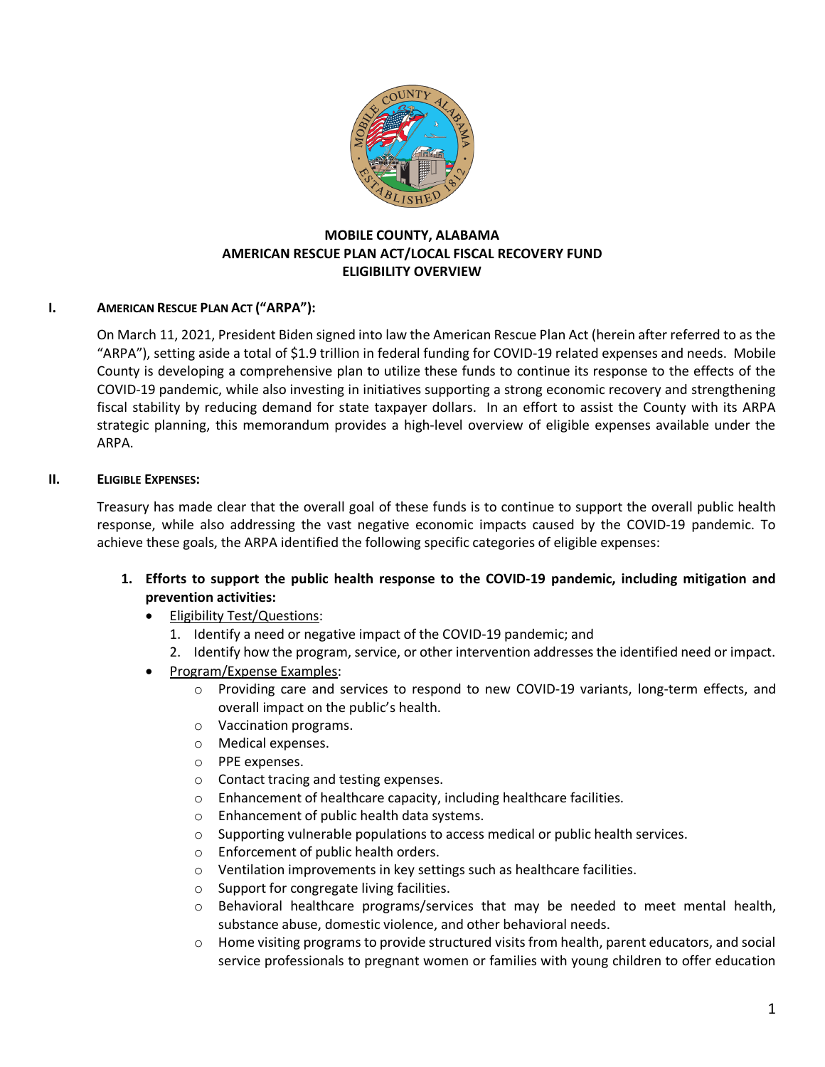# MOBILE COUNTY, ALABAMA
# AMERICAN RESCUE PLAN ACT/LOCAL FISCAL RECOVERY FUND
# ELIGIBILITY OVERVIEW

## I. AMERICAN RESCUE PLAN ACT ("ARPA"):

On March 11, 2021, President Biden signed into law the American Rescue Plan Act (herein after referred to as the "ARPA"), setting aside a total of $1.9 trillion in federal funding for COVID-19 related expenses and needs. Mobile County is developing a comprehensive plan to utilize these funds to continue its response to the effects of the COVID-19 pandemic, while also investing in initiatives supporting a strong economic recovery and strengthening fiscal stability by reducing demand for state taxpayer dollars. In an effort to assist the County with its ARPA strategic planning, this memorandum provides a high-level overview of eligible expenses available under the ARPA.

## II. ELIGIBLE EXPENSES:

Treasury has made clear that the overall goal of these funds is to continue to support the overall public health response, while also addressing the vast negative economic impacts caused by the COVID-19 pandemic. To achieve these goals, the ARPA identified the following specific categories of eligible expenses:

1. **Efforts to support the public health response to the COVID-19 pandemic, including mitigation and prevention activities:**
   - Eligibility Test/Questions:
     1. Identify a need or negative impact of the COVID-19 pandemic; and
     2. Identify how the program, service, or other intervention addresses the identified need or impact.
   - Program/Expense Examples:
     - Providing care and services to respond to new COVID-19 variants, long-term effects, and overall impact on the public's health.
     - Vaccination programs.
     - Medical expenses.
     - PPE expenses.
     - Contact tracing and testing expenses.
     - Enhancement of healthcare capacity, including healthcare facilities.
     - Enhancement of public health data systems.
     - Supporting vulnerable populations to access medical or public health services.
     - Enforcement of public health orders.
     - Ventilation improvements in key settings such as healthcare facilities.
     - Support for congregate living facilities.
     - Behavioral healthcare programs/services that may be needed to meet mental health, substance abuse, domestic violence, and other behavioral needs.
     - Home visiting programs to provide structured visits from health, parent educators, and social service professionals to pregnant women or families with young children to offer education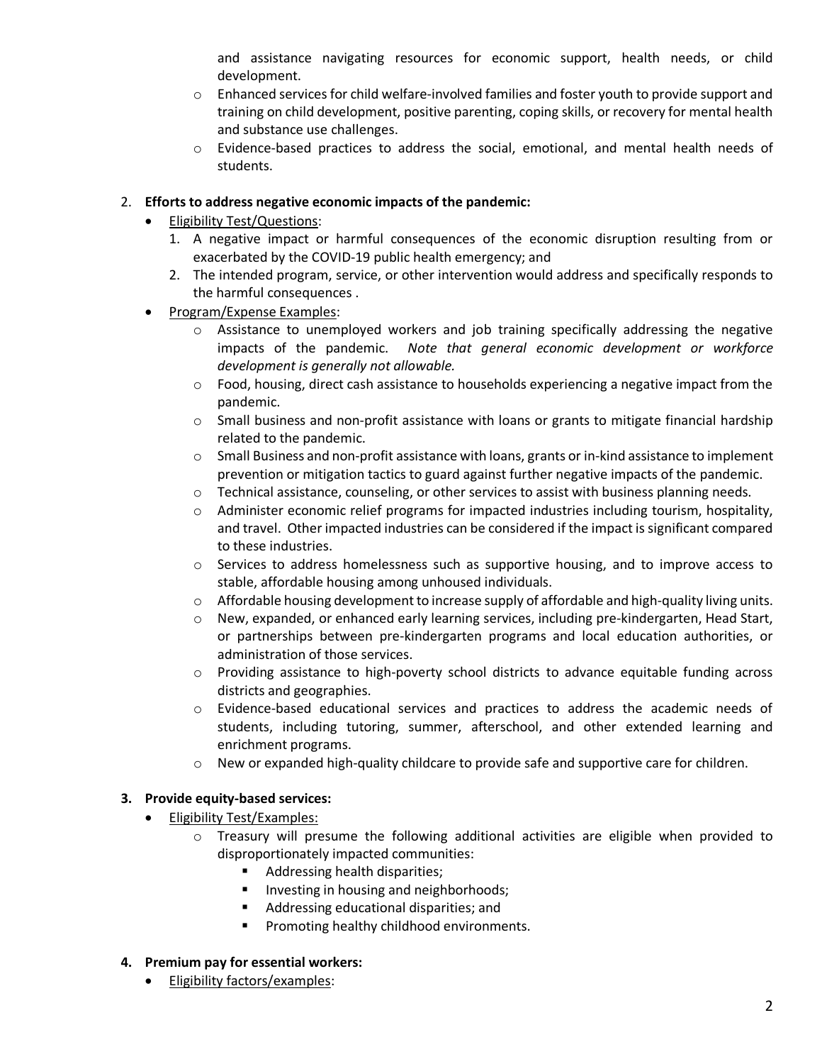and assistance navigating resources for economic support, health needs, or child development.
   - Enhanced services for child welfare-involved families and foster youth to provide support and training on child development, positive parenting, coping skills, or recovery for mental health and substance use challenges.
   - Evidence-based practices to address the social, emotional, and mental health needs of students.

2. **Efforts to address negative economic impacts of the pandemic:**
   - Eligibility Test/Questions:
     1. A negative impact or harmful consequences of the economic disruption resulting from or exacerbated by the COVID-19 public health emergency; and
     2. The intended program, service, or other intervention would address and specifically responds to the harmful consequences .
   - Program/Expense Examples:
     - Assistance to unemployed workers and job training specifically addressing the negative impacts of the pandemic. *Note that general economic development or workforce development is generally not allowable.*
     - Food, housing, direct cash assistance to households experiencing a negative impact from the pandemic.
     - Small business and non-profit assistance with loans or grants to mitigate financial hardship related to the pandemic.
     - Small Business and non-profit assistance with loans, grants or in-kind assistance to implement prevention or mitigation tactics to guard against further negative impacts of the pandemic.
     - Technical assistance, counseling, or other services to assist with business planning needs.
     - Administer economic relief programs for impacted industries including tourism, hospitality, and travel. Other impacted industries can be considered if the impact is significant compared to these industries.
     - Services to address homelessness such as supportive housing, and to improve access to stable, affordable housing among unhoused individuals.
     - Affordable housing development to increase supply of affordable and high-quality living units.
     - New, expanded, or enhanced early learning services, including pre-kindergarten, Head Start, or partnerships between pre-kindergarten programs and local education authorities, or administration of those services.
     - Providing assistance to high-poverty school districts to advance equitable funding across districts and geographies.
     - Evidence-based educational services and practices to address the academic needs of students, including tutoring, summer, afterschool, and other extended learning and enrichment programs.
     - New or expanded high-quality childcare to provide safe and supportive care for children.

3. **Provide equity-based services:**
   - Eligibility Test/Examples:
     - Treasury will presume the following additional activities are eligible when provided to disproportionately impacted communities:
       - Addressing health disparities;
       - Investing in housing and neighborhoods;
       - Addressing educational disparities; and
       - Promoting healthy childhood environments.

4. **Premium pay for essential workers:**
   - Eligibility factors/examples: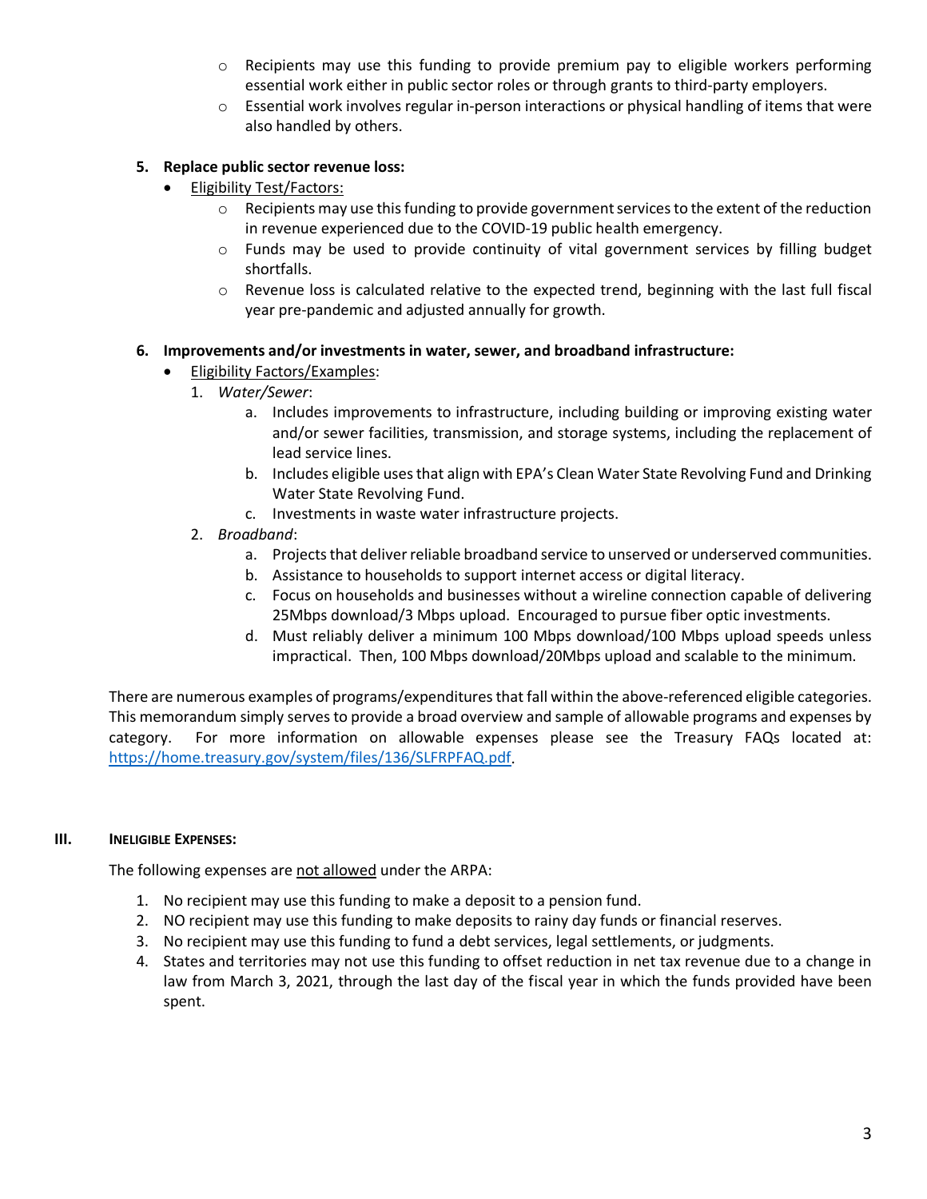- Recipients may use this funding to provide premium pay to eligible workers performing essential work either in public sector roles or through grants to third-party employers.
   - Essential work involves regular in-person interactions or physical handling of items that were also handled by others.

5. **Replace public sector revenue loss:**
   - Eligibility Test/Factors:
     - Recipients may use this funding to provide government services to the extent of the reduction in revenue experienced due to the COVID-19 public health emergency.
     - Funds may be used to provide continuity of vital government services by filling budget shortfalls.
     - Revenue loss is calculated relative to the expected trend, beginning with the last full fiscal year pre-pandemic and adjusted annually for growth.

6. **Improvements and/or investments in water, sewer, and broadband infrastructure:**
   - Eligibility Factors/Examples:
     1. *Water/Sewer*:
        a. Includes improvements to infrastructure, including building or improving existing water and/or sewer facilities, transmission, and storage systems, including the replacement of lead service lines.
        b. Includes eligible uses that align with EPA's Clean Water State Revolving Fund and Drinking Water State Revolving Fund.
        c. Investments in waste water infrastructure projects.
     2. *Broadband*:
        a. Projects that deliver reliable broadband service to unserved or underserved communities.
        b. Assistance to households to support internet access or digital literacy.
        c. Focus on households and businesses without a wireline connection capable of delivering 25Mbps download/3 Mbps upload. Encouraged to pursue fiber optic investments.
        d. Must reliably deliver a minimum 100 Mbps download/100 Mbps upload speeds unless impractical. Then, 100 Mbps download/20Mbps upload and scalable to the minimum.

There are numerous examples of programs/expenditures that fall within the above-referenced eligible categories. This memorandum simply serves to provide a broad overview and sample of allowable programs and expenses by category. For more information on allowable expenses please see the Treasury FAQs located at: https://home.treasury.gov/system/files/136/SLFRPFAQ.pdf.

## III. Ineligible Expenses:

The following expenses are not allowed under the ARPA:

1. No recipient may use this funding to make a deposit to a pension fund.
2. NO recipient may use this funding to make deposits to rainy day funds or financial reserves.
3. No recipient may use this funding to fund a debt services, legal settlements, or judgments.
4. States and territories may not use this funding to offset reduction in net tax revenue due to a change in law from March 3, 2021, through the last day of the fiscal year in which the funds provided have been spent.